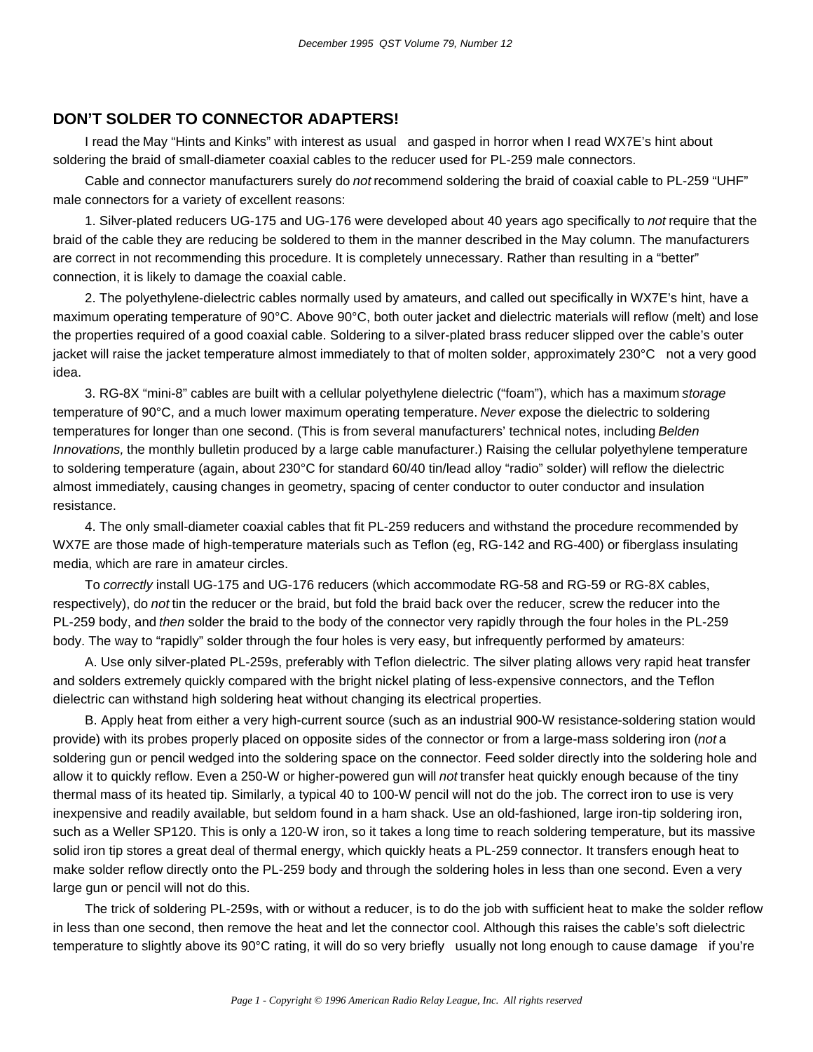## DON'T SOLDER TO CONNECTOR ADAPTERS!

I read the May "Hints and Kinks" with interest as usual and gasped in horror when I read WX7E's hint about soldering the braid of small-diameter coaxial cables to the reducer used for PL-259 male connectors.

Cable and connector manufacturers surely do *not* recommend soldering the braid of coaxial cable to PL-259 "UHF" male connectors for a variety of excellent reasons:

1. Silver-plated reducers UG-175 and UG-176 were developed about 40 years ago specifically to *not* require that the braid of the cable they are reducing be soldered to them in the manner described in the May column. The manufacturers are correct in not recommending this procedure. It is completely unnecessary. Rather than resulting in a "better" connection, it is likely to damage the coaxial cable.

2. The polyethylene-dielectric cables normally used by amateurs, and called out specifically in WX7E's hint, have a maximum operating temperature of 90°C. Above 90°C, both outer jacket and dielectric materials will reflow (melt) and lose the properties required of a good coaxial cable. Soldering to a silver-plated brass reducer slipped over the cable's outer jacket will raise the jacket temperature almost immediately to that of molten solder, approximately 230°C not a very good idea.

3. RG-8X "mini-8" cables are built with a cellular polyethylene dielectric ("foam"), which has a maximum *storage* temperature of 90°C, and a much lower maximum operating temperature. *Never* expose the dielectric to soldering temperatures for longer than one second. (This is from several manufacturers' technical notes, including *Belden Innovations,* the monthly bulletin produced by a large cable manufacturer.) Raising the cellular polyethylene temperature to soldering temperature (again, about 230°C for standard 60/40 tin/lead alloy "radio" solder) will reflow the dielectric almost immediately, causing changes in geometry, spacing of center conductor to outer conductor and insulation resistance.

4. The only small-diameter coaxial cables that fit PL-259 reducers and withstand the procedure recommended by WX7E are those made of high-temperature materials such as Teflon (eg, RG-142 and RG-400) or fiberglass insulating media, which are rare in amateur circles.

To *correctly* install UG-175 and UG-176 reducers (which accommodate RG-58 and RG-59 or RG-8X cables, respectively), do *not* tin the reducer or the braid, but fold the braid back over the reducer, screw the reducer into the PL-259 body, and *then* solder the braid to the body of the connector very rapidly through the four holes in the PL-259 body. The way to "rapidly" solder through the four holes is very easy, but infrequently performed by amateurs:

A. Use only silver-plated PL-259s, preferably with Teflon dielectric. The silver plating allows very rapid heat transfer and solders extremely quickly compared with the bright nickel plating of less-expensive connectors, and the Teflon dielectric can withstand high soldering heat without changing its electrical properties.

B. Apply heat from either a very high-current source (such as an industrial 900-W resistance-soldering station would provide) with its probes properly placed on opposite sides of the connector or from a large-mass soldering iron (*not* a soldering gun or pencil wedged into the soldering space on the connector. Feed solder directly into the soldering hole and allow it to quickly reflow. Even a 250-W or higher-powered gun will *not* transfer heat quickly enough because of the tiny thermal mass of its heated tip. Similarly, a typical 40 to 100-W pencil will not do the job. The correct iron to use is very inexpensive and readily available, but seldom found in a ham shack. Use an old-fashioned, large iron-tip soldering iron, such as a Weller SP120. This is only a 120-W iron, so it takes a long time to reach soldering temperature, but its massive solid iron tip stores a great deal of thermal energy, which quickly heats a PL-259 connector. It transfers enough heat to make solder reflow directly onto the PL-259 body and through the soldering holes in less than one second. Even a very large gun or pencil will not do this.

The trick of soldering PL-259s, with or without a reducer, is to do the job with sufficient heat to make the solder reflow in less than one second, then remove the heat and let the connector cool. Although this raises the cable's soft dielectric temperature to slightly above its 90°C rating, it will do so very briefly usually not long enough to cause damage if you're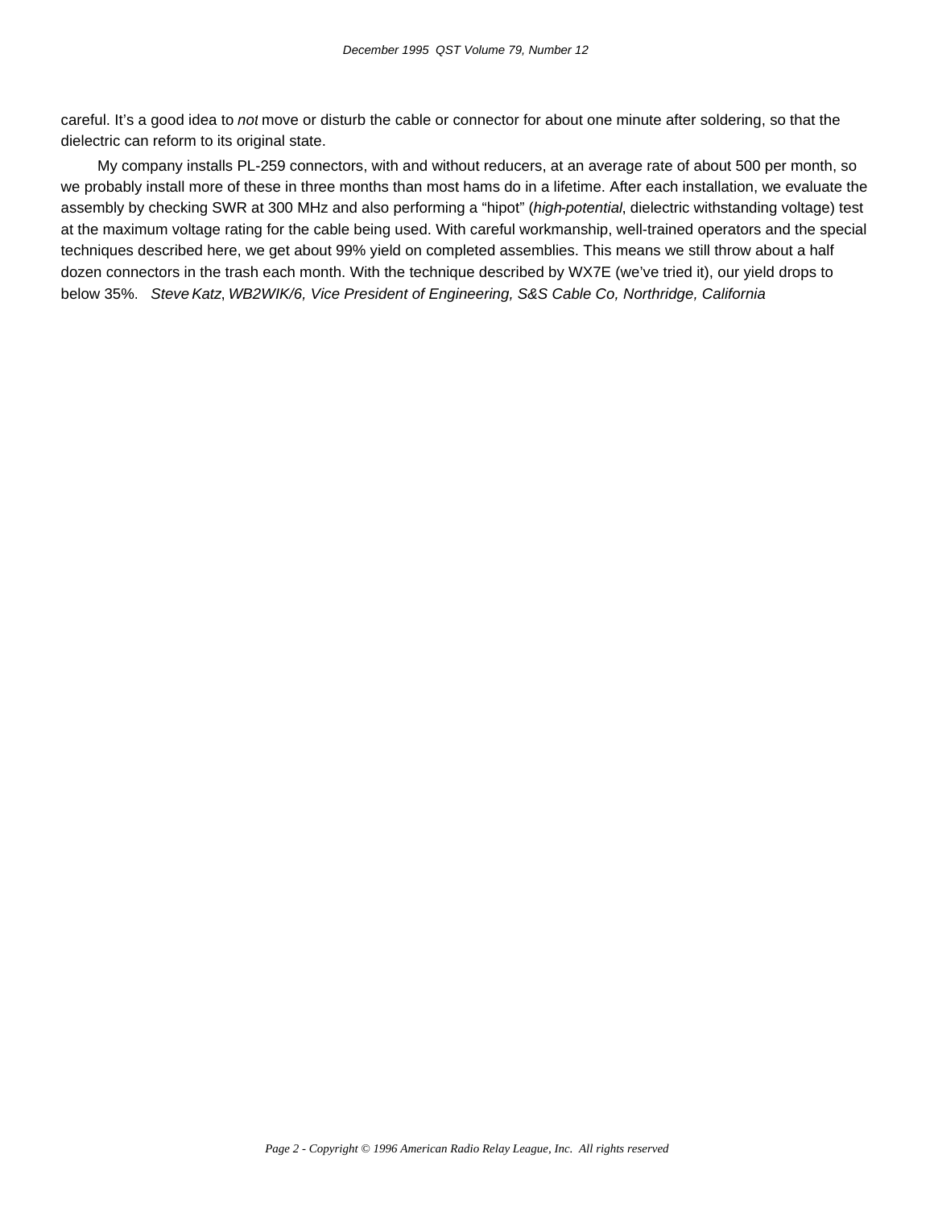careful. It’s a good idea to *not* move or disturb the cable or connector for about one minute after soldering, so that the dielectric can reform to its original state.

My company installs PL-259 connectors, with and without reducers, at an average rate of about 500 per month, so we probably install more of these in three months than most hams do in a lifetime. After each installation, we evaluate the assembly by checking SWR at 300 MHz and also performing a “hipot” (*high-potential*, dielectric withstanding voltage) test at the maximum voltage rating for the cable being used. With careful workmanship, well-trained operators and the special techniques described here, we get about 99% yield on completed assemblies. This means we still throw about a half dozen connectors in the trash each month. With the technique described by WX7E (we’ve tried it), our yield drops to below 35%. *Steve Katz, WB2WIK/6, Vice President of Engineering, S&S Cable Co, Northridge, California*